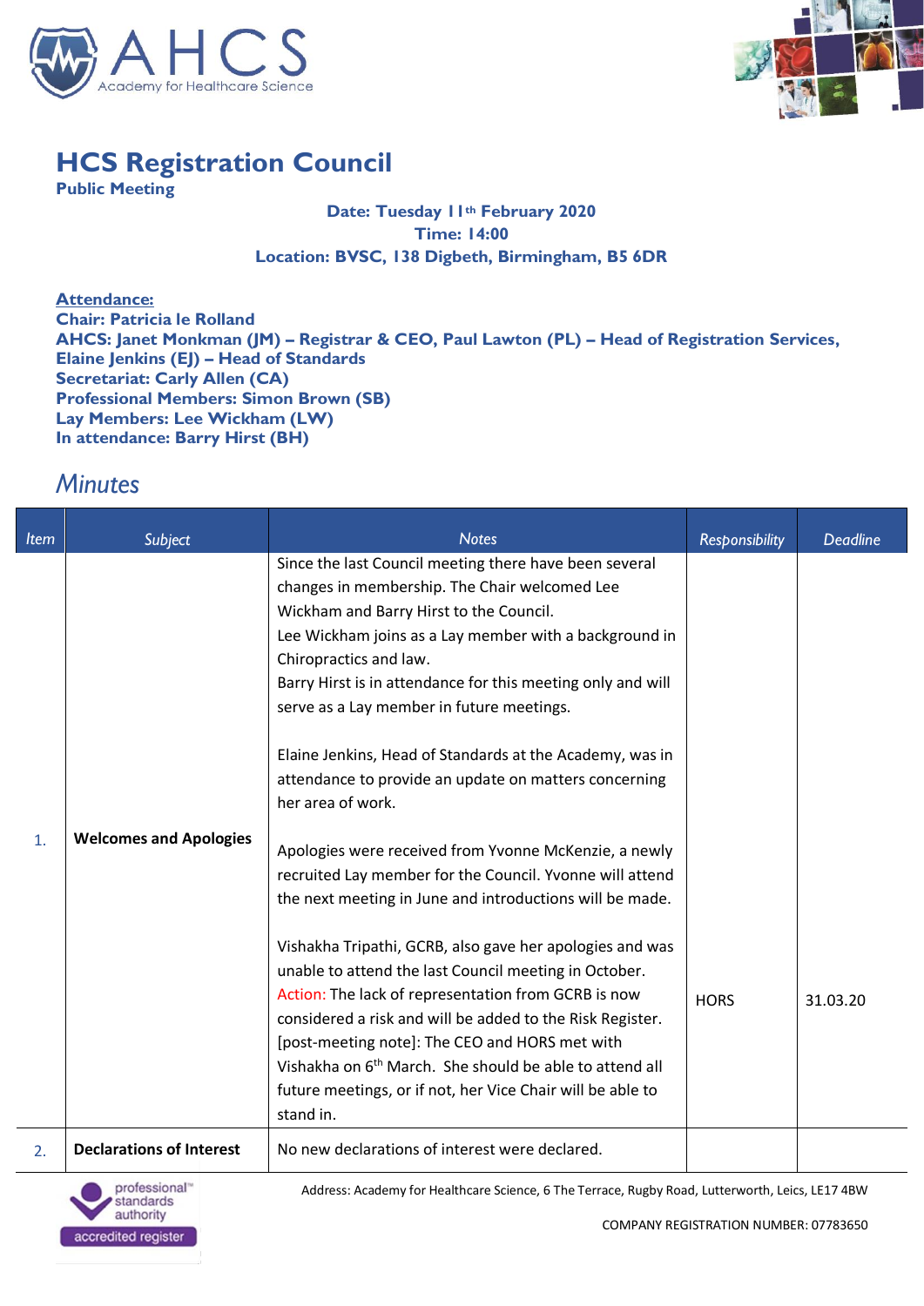# HCS Registration Council

**Public Meeting**

**Date: Tuesday 11th February 2020**
**Time: 14:00**
**Location: BVSC, 138 Digbeth, Birmingham, B5 6DR**

**Attendance:**
**Chair: Patricia le Rolland**
**AHCS: Janet Monkman (JM) – Registrar & CEO, Paul Lawton (PL) – Head of Registration Services, Elaine Jenkins (EJ) – Head of Standards**
**Secretariat: Carly Allen (CA)**
**Professional Members: Simon Brown (SB)**
**Lay Members: Lee Wickham (LW)**
**In attendance: Barry Hirst (BH)**

## *Minutes*

| Item | Subject | Notes | Responsibility | Deadline |
|---|---|---|---|---|
| 1. | **Welcomes and Apologies** | Since the last Council meeting there have been several changes in membership. The Chair welcomed Lee Wickham and Barry Hirst to the Council.<br>Lee Wickham joins as a Lay member with a background in Chiropractics and law.<br>Barry Hirst is in attendance for this meeting only and will serve as a Lay member in future meetings.<br><br>Elaine Jenkins, Head of Standards at the Academy, was in attendance to provide an update on matters concerning her area of work.<br><br>Apologies were received from Yvonne McKenzie, a newly recruited Lay member for the Council. Yvonne will attend the next meeting in June and introductions will be made.<br><br>Vishakha Tripathi, GCRB, also gave her apologies and was unable to attend the last Council meeting in October.<br>Action: The lack of representation from GCRB is now considered a risk and will be added to the Risk Register.<br>[post-meeting note]: The CEO and HORS met with Vishakha on 6th March. She should be able to attend all future meetings, or if not, her Vice Chair will be able to stand in. | HORS | 31.03.20 |
| 2. | **Declarations of Interest** | No new declarations of interest were declared. | | |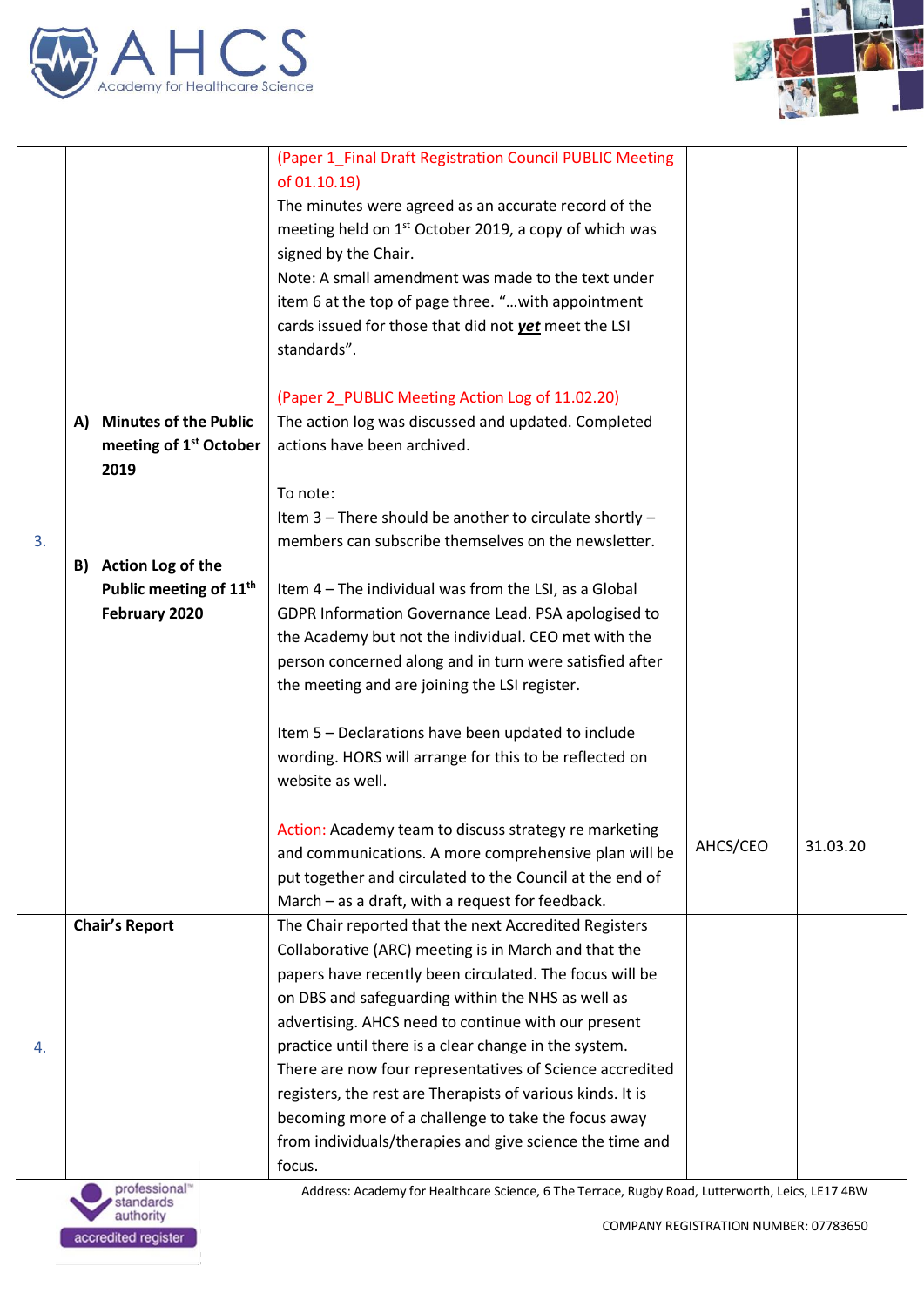| | | | | |
|---|---|---|---|---|
| 3. | **A) Minutes of the Public meeting of 1st October 2019**<br><br>**B) Action Log of the Public meeting of 11th February 2020** | (Paper 1_Final Draft Registration Council PUBLIC Meeting of 01.10.19)<br>The minutes were agreed as an accurate record of the meeting held on 1st October 2019, a copy of which was signed by the Chair.<br>Note: A small amendment was made to the text under item 6 at the top of page three. "…with appointment cards issued for those that did not ***yet*** meet the LSI standards".<br><br>(Paper 2_PUBLIC Meeting Action Log of 11.02.20)<br>The action log was discussed and updated. Completed actions have been archived.<br><br>To note:<br>Item 3 – There should be another to circulate shortly – members can subscribe themselves on the newsletter.<br><br>Item 4 – The individual was from the LSI, as a Global GDPR Information Governance Lead. PSA apologised to the Academy but not the individual. CEO met with the person concerned along and in turn were satisfied after the meeting and are joining the LSI register.<br><br>Item 5 – Declarations have been updated to include wording. HORS will arrange for this to be reflected on website as well.<br><br>Action: Academy team to discuss strategy re marketing and communications. A more comprehensive plan will be put together and circulated to the Council at the end of March – as a draft, with a request for feedback. | AHCS/CEO | 31.03.20 |
| 4. | **Chair's Report** | The Chair reported that the next Accredited Registers Collaborative (ARC) meeting is in March and that the papers have recently been circulated. The focus will be on DBS and safeguarding within the NHS as well as advertising. AHCS need to continue with our present practice until there is a clear change in the system.<br>There are now four representatives of Science accredited registers, the rest are Therapists of various kinds. It is becoming more of a challenge to take the focus away from individuals/therapies and give science the time and focus. | | |

Address: Academy for Healthcare Science, 6 The Terrace, Rugby Road, Lutterworth, Leics, LE17 4BW

COMPANY REGISTRATION NUMBER: 07783650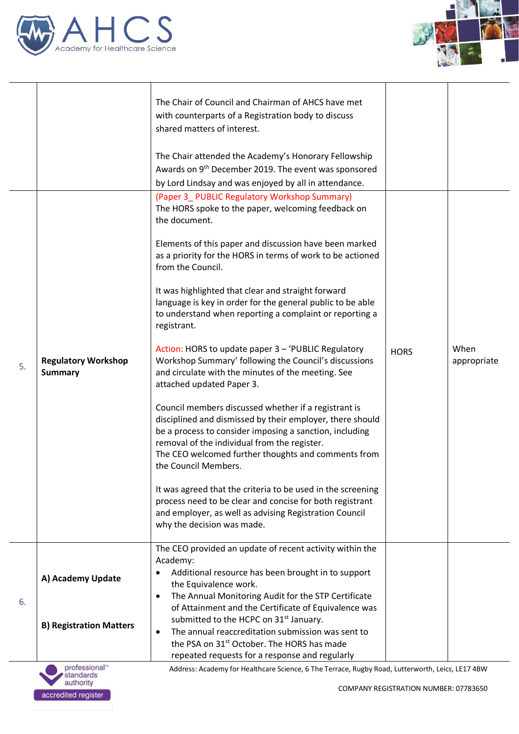| | | | | |
|---|---|---|---|---|
| | | The Chair of Council and Chairman of AHCS have met with counterparts of a Registration body to discuss shared matters of interest.<br><br>The Chair attended the Academy's Honorary Fellowship Awards on 9th December 2019. The event was sponsored by Lord Lindsay and was enjoyed by all in attendance. | | |
| 5. | **Regulatory Workshop Summary** | (Paper 3_ PUBLIC Regulatory Workshop Summary)<br>The HORS spoke to the paper, welcoming feedback on the document.<br><br>Elements of this paper and discussion have been marked as a priority for the HORS in terms of work to be actioned from the Council.<br><br>It was highlighted that clear and straight forward language is key in order for the general public to be able to understand when reporting a complaint or reporting a registrant.<br><br>Action: HORS to update paper 3 – 'PUBLIC Regulatory Workshop Summary' following the Council's discussions and circulate with the minutes of the meeting. See attached updated Paper 3.<br><br>Council members discussed whether if a registrant is disciplined and dismissed by their employer, there should be a process to consider imposing a sanction, including removal of the individual from the register.<br>The CEO welcomed further thoughts and comments from the Council Members.<br><br>It was agreed that the criteria to be used in the screening process need to be clear and concise for both registrant and employer, as well as advising Registration Council why the decision was made. | HORS | When appropriate |
| 6. | **A) Academy Update**<br><br>**B) Registration Matters** | The CEO provided an update of recent activity within the Academy:<br>• Additional resource has been brought in to support the Equivalence work.<br>• The Annual Monitoring Audit for the STP Certificate of Attainment and the Certificate of Equivalence was submitted to the HCPC on 31st January.<br>• The annual reaccreditation submission was sent to the PSA on 31st October. The HORS has made repeated requests for a response and regularly | | |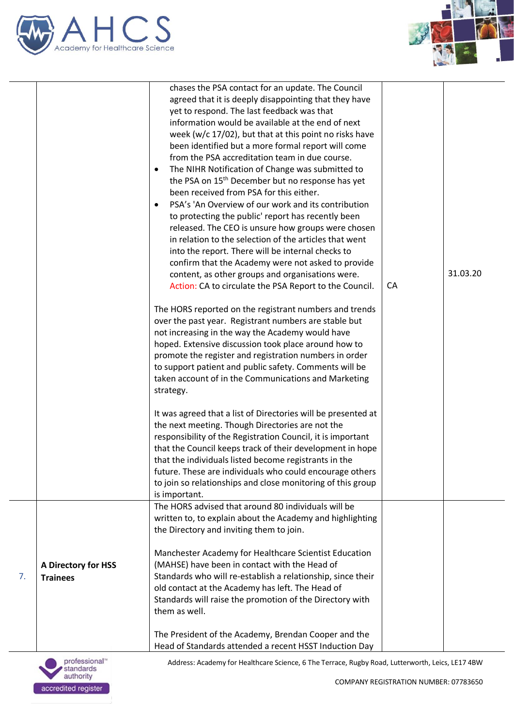| | | | | |
|---|---|---|---|---|
| | | chases the PSA contact for an update. The Council agreed that it is deeply disappointing that they have yet to respond. The last feedback was that information would be available at the end of next week (w/c 17/02), but that at this point no risks have been identified but a more formal report will come from the PSA accreditation team in due course.<br>• The NIHR Notification of Change was submitted to the PSA on 15th December but no response has yet been received from PSA for this either.<br>• PSA's 'An Overview of our work and its contribution to protecting the public' report has recently been released. The CEO is unsure how groups were chosen in relation to the selection of the articles that went into the report. There will be internal checks to confirm that the Academy were not asked to provide content, as other groups and organisations were. Action: CA to circulate the PSA Report to the Council.<br><br>The HORS reported on the registrant numbers and trends over the past year. Registrant numbers are stable but not increasing in the way the Academy would have hoped. Extensive discussion took place around how to promote the register and registration numbers in order to support patient and public safety. Comments will be taken account of in the Communications and Marketing strategy.<br><br>It was agreed that a list of Directories will be presented at the next meeting. Though Directories are not the responsibility of the Registration Council, it is important that the Council keeps track of their development in hope that the individuals listed become registrants in the future. These are individuals who could encourage others to join so relationships and close monitoring of this group is important. | CA | 31.03.20 |
| 7. | **A Directory for HSS Trainees** | The HORS advised that around 80 individuals will be written to, to explain about the Academy and highlighting the Directory and inviting them to join.<br><br>Manchester Academy for Healthcare Scientist Education (MAHSE) have been in contact with the Head of Standards who will re-establish a relationship, since their old contact at the Academy has left. The Head of Standards will raise the promotion of the Directory with them as well.<br><br>The President of the Academy, Brendan Cooper and the Head of Standards attended a recent HSST Induction Day | | |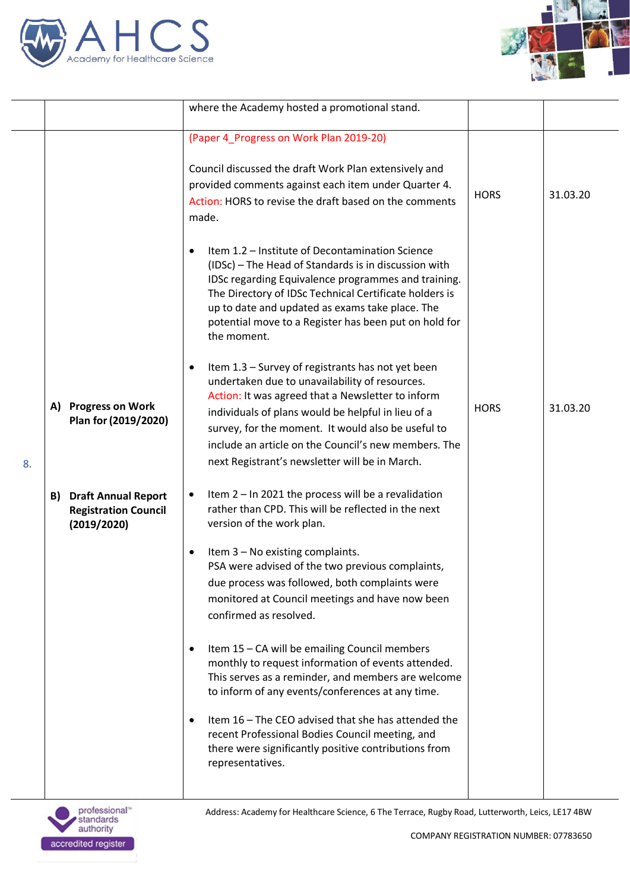| | | | | |
|---|---|---|---|---|
| | | where the Academy hosted a promotional stand. | | |
| 8. | **A) Progress on Work Plan for (2019/2020)**<br><br>**B) Draft Annual Report Registration Council (2019/2020)** | (Paper 4_Progress on Work Plan 2019-20)<br><br>Council discussed the draft Work Plan extensively and provided comments against each item under Quarter 4. Action: HORS to revise the draft based on the comments made.<br><br>• Item 1.2 – Institute of Decontamination Science (IDSc) – The Head of Standards is in discussion with IDSc regarding Equivalence programmes and training. The Directory of IDSc Technical Certificate holders is up to date and updated as exams take place. The potential move to a Register has been put on hold for the moment.<br><br>• Item 1.3 – Survey of registrants has not yet been undertaken due to unavailability of resources. Action: It was agreed that a Newsletter to inform individuals of plans would be helpful in lieu of a survey, for the moment. It would also be useful to include an article on the Council's new members. The next Registrant's newsletter will be in March.<br><br>• Item 2 – In 2021 the process will be a revalidation rather than CPD. This will be reflected in the next version of the work plan.<br><br>• Item 3 – No existing complaints. PSA were advised of the two previous complaints, due process was followed, both complaints were monitored at Council meetings and have now been confirmed as resolved.<br><br>• Item 15 – CA will be emailing Council members monthly to request information of events attended. This serves as a reminder, and members are welcome to inform of any events/conferences at any time.<br><br>• Item 16 – The CEO advised that she has attended the recent Professional Bodies Council meeting, and there were significantly positive contributions from representatives. | HORS<br><br>HORS | 31.03.20<br><br>31.03.20 |

Address: Academy for Healthcare Science, 6 The Terrace, Rugby Road, Lutterworth, Leics, LE17 4BW

COMPANY REGISTRATION NUMBER: 07783650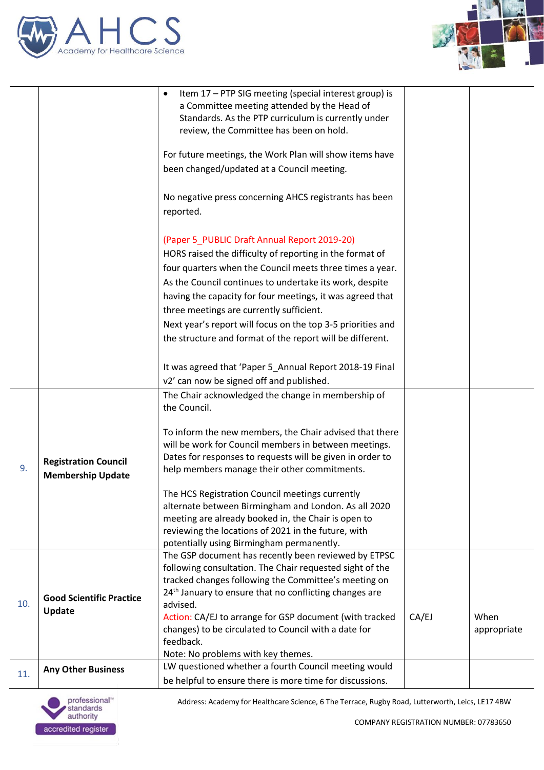| | | | | |
|---|---|---|---|---|
| | | • Item 17 – PTP SIG meeting (special interest group) is a Committee meeting attended by the Head of Standards. As the PTP curriculum is currently under review, the Committee has been on hold.<br><br>For future meetings, the Work Plan will show items have been changed/updated at a Council meeting.<br><br>No negative press concerning AHCS registrants has been reported.<br><br>(Paper 5_PUBLIC Draft Annual Report 2019-20)<br>HORS raised the difficulty of reporting in the format of four quarters when the Council meets three times a year. As the Council continues to undertake its work, despite having the capacity for four meetings, it was agreed that three meetings are currently sufficient.<br>Next year's report will focus on the top 3-5 priorities and the structure and format of the report will be different.<br><br>It was agreed that 'Paper 5_Annual Report 2018-19 Final v2' can now be signed off and published. | | |
| 9. | **Registration Council Membership Update** | The Chair acknowledged the change in membership of the Council.<br><br>To inform the new members, the Chair advised that there will be work for Council members in between meetings. Dates for responses to requests will be given in order to help members manage their other commitments.<br><br>The HCS Registration Council meetings currently alternate between Birmingham and London. As all 2020 meeting are already booked in, the Chair is open to reviewing the locations of 2021 in the future, with potentially using Birmingham permanently. | | |
| 10. | **Good Scientific Practice Update** | The GSP document has recently been reviewed by ETPSC following consultation. The Chair requested sight of the tracked changes following the Committee's meeting on 24th January to ensure that no conflicting changes are advised.<br>Action: CA/EJ to arrange for GSP document (with tracked changes) to be circulated to Council with a date for feedback.<br>Note: No problems with key themes. | CA/EJ | When appropriate |
| 11. | **Any Other Business** | LW questioned whether a fourth Council meeting would be helpful to ensure there is more time for discussions. | | |

Address: Academy for Healthcare Science, 6 The Terrace, Rugby Road, Lutterworth, Leics, LE17 4BW

COMPANY REGISTRATION NUMBER: 07783650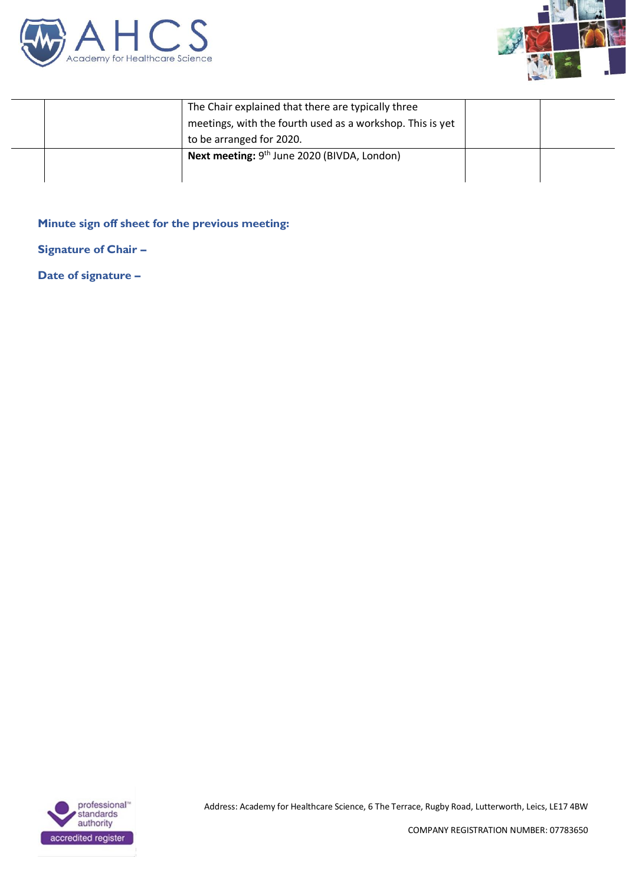| | | | | |
|---|---|---|---|---|
| | | The Chair explained that there are typically three meetings, with the fourth used as a workshop. This is yet to be arranged for 2020. | | |
| | | **Next meeting:** 9th June 2020 (BIVDA, London) | | |

**Minute sign off sheet for the previous meeting:**

**Signature of Chair –**

**Date of signature –**

Address: Academy for Healthcare Science, 6 The Terrace, Rugby Road, Lutterworth, Leics, LE17 4BW

COMPANY REGISTRATION NUMBER: 07783650